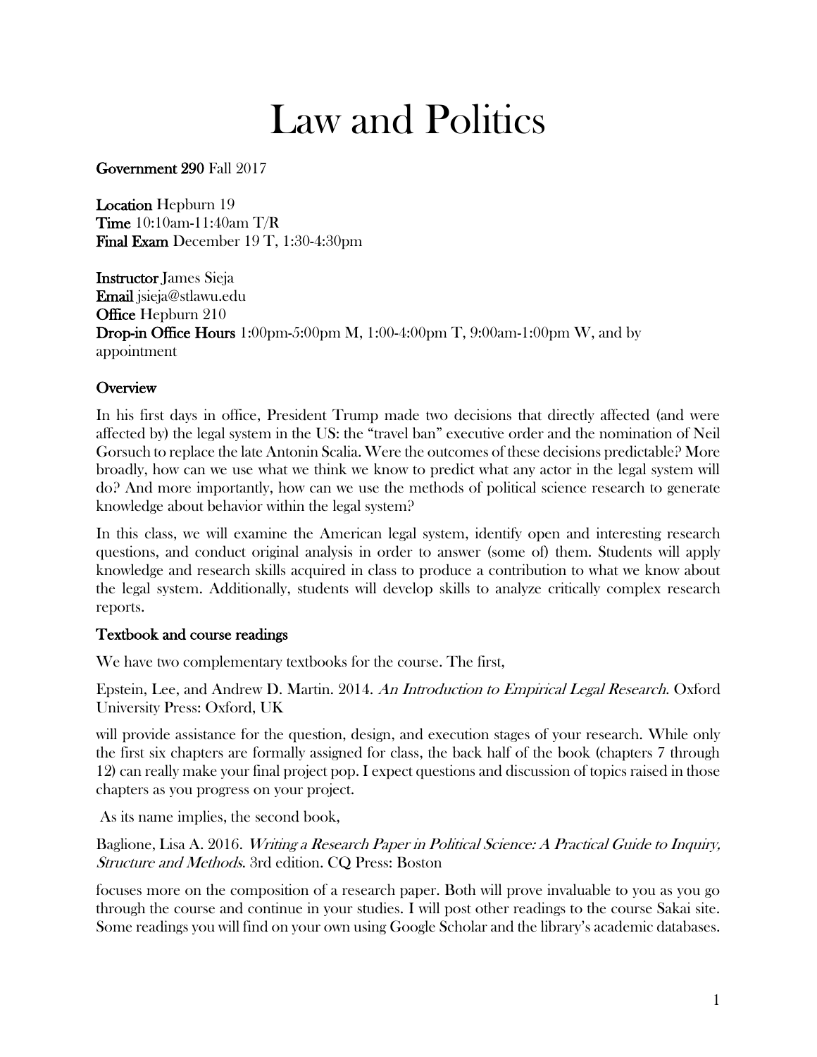# Law and Politics

**Government 290** Fall 2017

**Location** Hepburn 19
**Time** 10:10am-11:40am T/R
**Final Exam** December 19 T, 1:30-4:30pm

**Instructor** James Sieja
**Email** jsieja@stlawu.edu
**Office** Hepburn 210
**Drop-in Office Hours** 1:00pm-5:00pm M, 1:00-4:00pm T, 9:00am-1:00pm W, and by appointment

## Overview

In his first days in office, President Trump made two decisions that directly affected (and were affected by) the legal system in the US: the "travel ban" executive order and the nomination of Neil Gorsuch to replace the late Antonin Scalia. Were the outcomes of these decisions predictable? More broadly, how can we use what we think we know to predict what any actor in the legal system will do? And more importantly, how can we use the methods of political science research to generate knowledge about behavior within the legal system?

In this class, we will examine the American legal system, identify open and interesting research questions, and conduct original analysis in order to answer (some of) them. Students will apply knowledge and research skills acquired in class to produce a contribution to what we know about the legal system. Additionally, students will develop skills to analyze critically complex research reports.

## Textbook and course readings

We have two complementary textbooks for the course. The first,

Epstein, Lee, and Andrew D. Martin. 2014. *An Introduction to Empirical Legal Research*. Oxford University Press: Oxford, UK

will provide assistance for the question, design, and execution stages of your research. While only the first six chapters are formally assigned for class, the back half of the book (chapters 7 through 12) can really make your final project pop. I expect questions and discussion of topics raised in those chapters as you progress on your project.

As its name implies, the second book,

Baglione, Lisa A. 2016. *Writing a Research Paper in Political Science: A Practical Guide to Inquiry, Structure and Methods*. 3rd edition. CQ Press: Boston

focuses more on the composition of a research paper. Both will prove invaluable to you as you go through the course and continue in your studies. I will post other readings to the course Sakai site. Some readings you will find on your own using Google Scholar and the library's academic databases.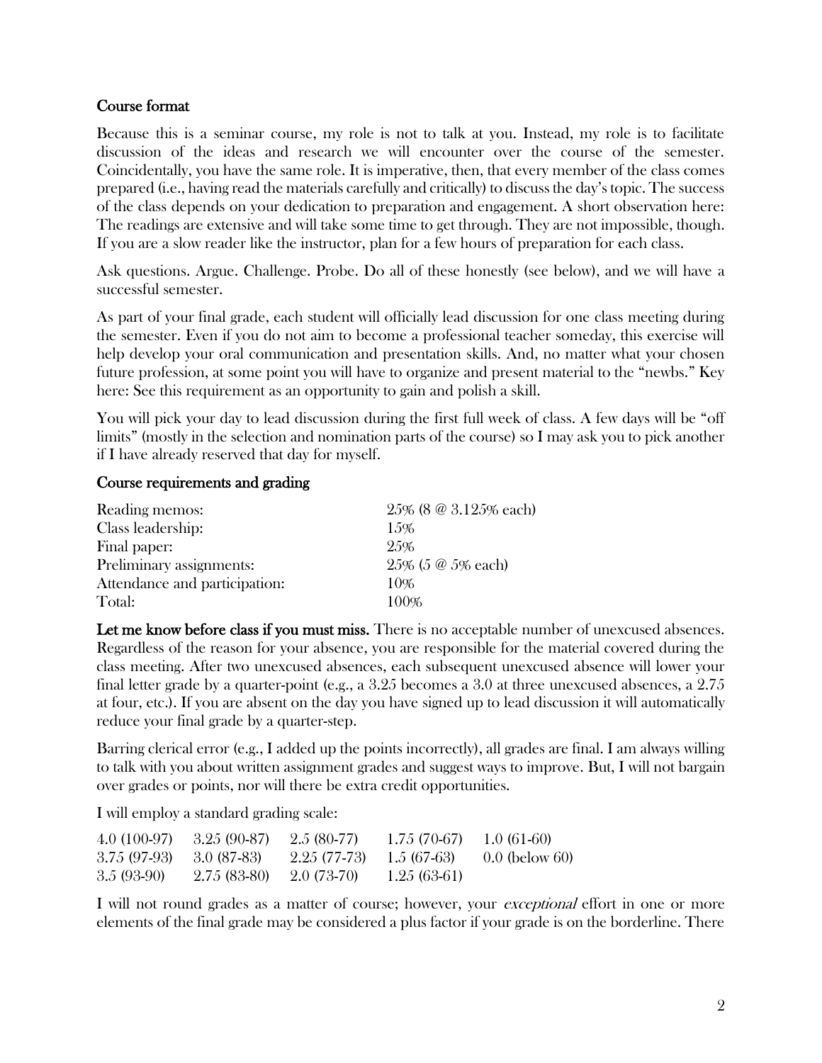### Course format

Because this is a seminar course, my role is not to talk at you. Instead, my role is to facilitate discussion of the ideas and research we will encounter over the course of the semester. Coincidentally, you have the same role. It is imperative, then, that every member of the class comes prepared (i.e., having read the materials carefully and critically) to discuss the day's topic. The success of the class depends on your dedication to preparation and engagement. A short observation here: The readings are extensive and will take some time to get through. They are not impossible, though. If you are a slow reader like the instructor, plan for a few hours of preparation for each class.

Ask questions. Argue. Challenge. Probe. Do all of these honestly (see below), and we will have a successful semester.

As part of your final grade, each student will officially lead discussion for one class meeting during the semester. Even if you do not aim to become a professional teacher someday, this exercise will help develop your oral communication and presentation skills. And, no matter what your chosen future profession, at some point you will have to organize and present material to the "newbs." Key here: See this requirement as an opportunity to gain and polish a skill.

You will pick your day to lead discussion during the first full week of class. A few days will be "off limits" (mostly in the selection and nomination parts of the course) so I may ask you to pick another if I have already reserved that day for myself.

### Course requirements and grading

| | |
|---|---|
| Reading memos: | 25% (8 @ 3.125% each) |
| Class leadership: | 15% |
| Final paper: | 25% |
| Preliminary assignments: | 25% (5 @ 5% each) |
| Attendance and participation: | 10% |
| Total: | 100% |

**Let me know before class if you must miss.** There is no acceptable number of unexcused absences. Regardless of the reason for your absence, you are responsible for the material covered during the class meeting. After two unexcused absences, each subsequent unexcused absence will lower your final letter grade by a quarter-point (e.g., a 3.25 becomes a 3.0 at three unexcused absences, a 2.75 at four, etc.). If you are absent on the day you have signed up to lead discussion it will automatically reduce your final grade by a quarter-step.

Barring clerical error (e.g., I added up the points incorrectly), all grades are final. I am always willing to talk with you about written assignment grades and suggest ways to improve. But, I will not bargain over grades or points, nor will there be extra credit opportunities.

I will employ a standard grading scale:

| | | | | |
|---|---|---|---|---|
| 4.0 (100-97) | 3.25 (90-87) | 2.5 (80-77) | 1.75 (70-67) | 1.0 (61-60) |
| 3.75 (97-93) | 3.0 (87-83) | 2.25 (77-73) | 1.5 (67-63) | 0.0 (below 60) |
| 3.5 (93-90) | 2.75 (83-80) | 2.0 (73-70) | 1.25 (63-61) | |

I will not round grades as a matter of course; however, your *exceptional* effort in one or more elements of the final grade may be considered a plus factor if your grade is on the borderline. There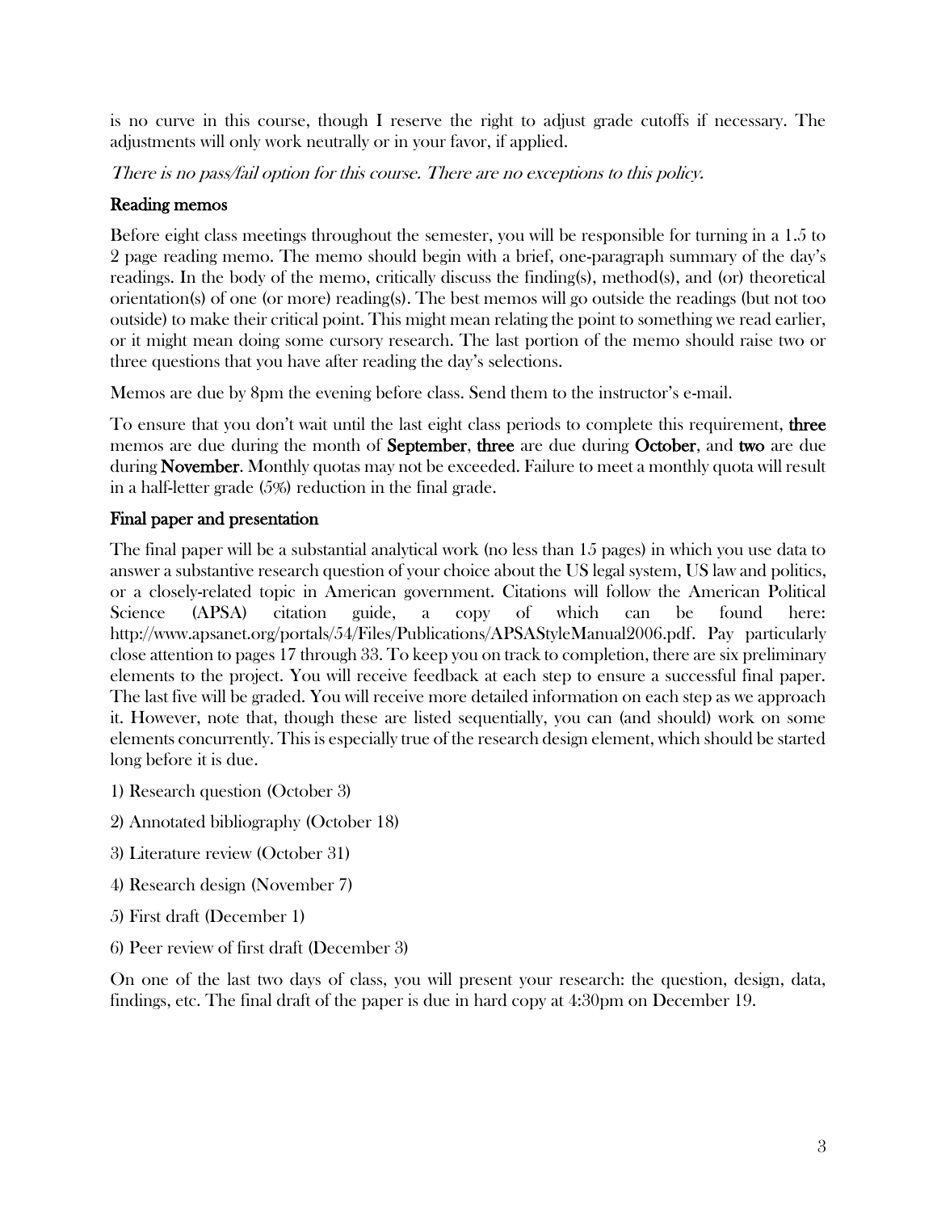is no curve in this course, though I reserve the right to adjust grade cutoffs if necessary. The adjustments will only work neutrally or in your favor, if applied.

*There is no pass/fail option for this course. There are no exceptions to this policy.*

### Reading memos

Before eight class meetings throughout the semester, you will be responsible for turning in a 1.5 to 2 page reading memo. The memo should begin with a brief, one-paragraph summary of the day's readings. In the body of the memo, critically discuss the finding(s), method(s), and (or) theoretical orientation(s) of one (or more) reading(s). The best memos will go outside the readings (but not too outside) to make their critical point. This might mean relating the point to something we read earlier, or it might mean doing some cursory research. The last portion of the memo should raise two or three questions that you have after reading the day's selections.

Memos are due by 8pm the evening before class. Send them to the instructor's e-mail.

To ensure that you don't wait until the last eight class periods to complete this requirement, **three** memos are due during the month of **September**, **three** are due during **October**, and **two** are due during **November**. Monthly quotas may not be exceeded. Failure to meet a monthly quota will result in a half-letter grade (5%) reduction in the final grade.

### Final paper and presentation

The final paper will be a substantial analytical work (no less than 15 pages) in which you use data to answer a substantive research question of your choice about the US legal system, US law and politics, or a closely-related topic in American government. Citations will follow the American Political Science (APSA) citation guide, a copy of which can be found here: http://www.apsanet.org/portals/54/Files/Publications/APSAStyleManual2006.pdf. Pay particularly close attention to pages 17 through 33. To keep you on track to completion, there are six preliminary elements to the project. You will receive feedback at each step to ensure a successful final paper. The last five will be graded. You will receive more detailed information on each step as we approach it. However, note that, though these are listed sequentially, you can (and should) work on some elements concurrently. This is especially true of the research design element, which should be started long before it is due.

1) Research question (October 3)

2) Annotated bibliography (October 18)

3) Literature review (October 31)

4) Research design (November 7)

5) First draft (December 1)

6) Peer review of first draft (December 3)

On one of the last two days of class, you will present your research: the question, design, data, findings, etc. The final draft of the paper is due in hard copy at 4:30pm on December 19.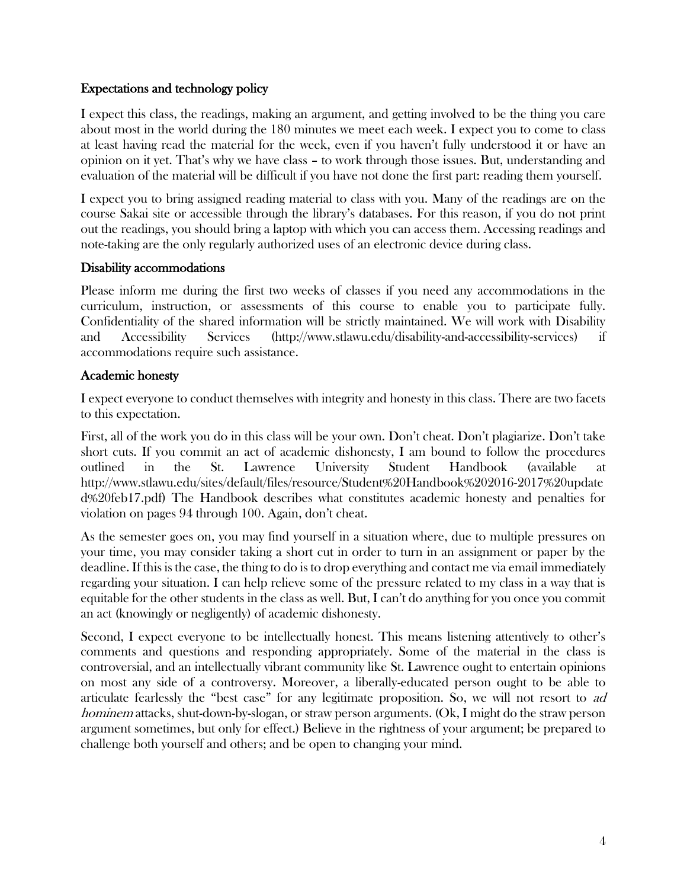### Expectations and technology policy

I expect this class, the readings, making an argument, and getting involved to be the thing you care about most in the world during the 180 minutes we meet each week. I expect you to come to class at least having read the material for the week, even if you haven't fully understood it or have an opinion on it yet. That's why we have class – to work through those issues. But, understanding and evaluation of the material will be difficult if you have not done the first part: reading them yourself.

I expect you to bring assigned reading material to class with you. Many of the readings are on the course Sakai site or accessible through the library's databases. For this reason, if you do not print out the readings, you should bring a laptop with which you can access them. Accessing readings and note-taking are the only regularly authorized uses of an electronic device during class.

### Disability accommodations

Please inform me during the first two weeks of classes if you need any accommodations in the curriculum, instruction, or assessments of this course to enable you to participate fully. Confidentiality of the shared information will be strictly maintained. We will work with Disability and Accessibility Services (http://www.stlawu.edu/disability-and-accessibility-services) if accommodations require such assistance.

### Academic honesty

I expect everyone to conduct themselves with integrity and honesty in this class. There are two facets to this expectation.

First, all of the work you do in this class will be your own. Don't cheat. Don't plagiarize. Don't take short cuts. If you commit an act of academic dishonesty, I am bound to follow the procedures outlined in the St. Lawrence University Student Handbook (available at http://www.stlawu.edu/sites/default/files/resource/Student%20Handbook%202016-2017%20updated%20feb17.pdf) The Handbook describes what constitutes academic honesty and penalties for violation on pages 94 through 100. Again, don't cheat.

As the semester goes on, you may find yourself in a situation where, due to multiple pressures on your time, you may consider taking a short cut in order to turn in an assignment or paper by the deadline. If this is the case, the thing to do is to drop everything and contact me via email immediately regarding your situation. I can help relieve some of the pressure related to my class in a way that is equitable for the other students in the class as well. But, I can't do anything for you once you commit an act (knowingly or negligently) of academic dishonesty.

Second, I expect everyone to be intellectually honest. This means listening attentively to other's comments and questions and responding appropriately. Some of the material in the class is controversial, and an intellectually vibrant community like St. Lawrence ought to entertain opinions on most any side of a controversy. Moreover, a liberally-educated person ought to be able to articulate fearlessly the "best case" for any legitimate proposition. So, we will not resort to *ad hominem* attacks, shut-down-by-slogan, or straw person arguments. (Ok, I might do the straw person argument sometimes, but only for effect.) Believe in the rightness of your argument; be prepared to challenge both yourself and others; and be open to changing your mind.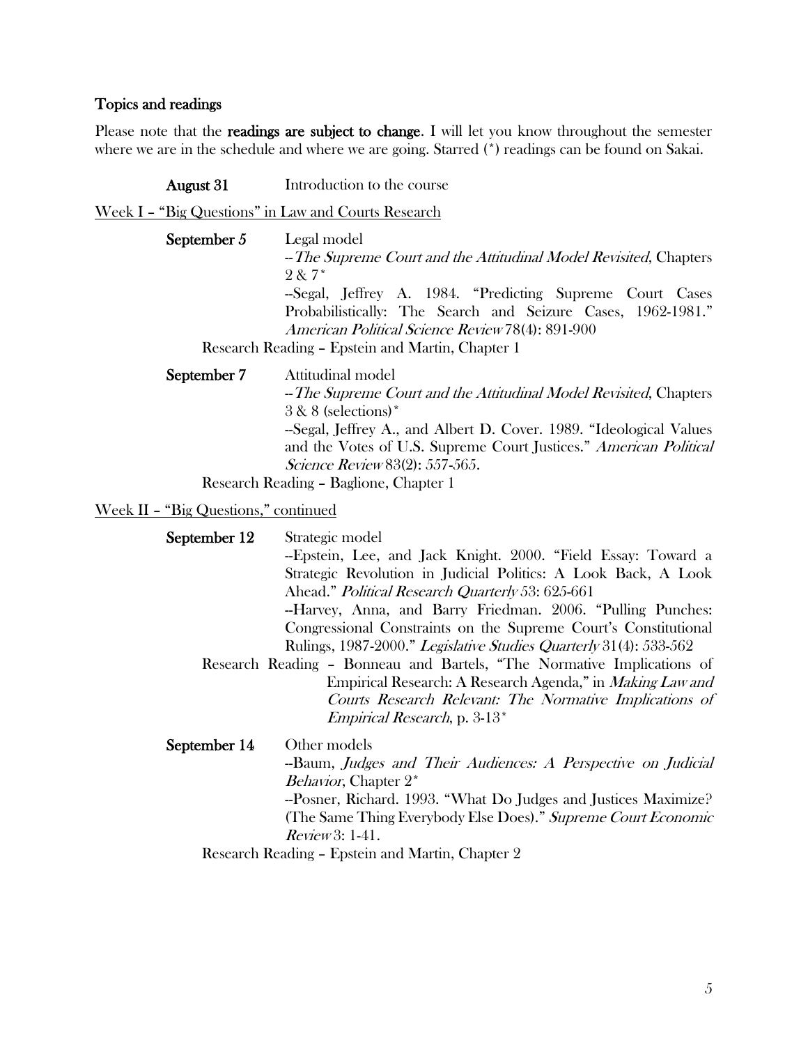### Topics and readings

Please note that the **readings are subject to change**. I will let you know throughout the semester where we are in the schedule and where we are going. Starred (*) readings can be found on Sakai.

**August 31** Introduction to the course

Week I – "Big Questions" in Law and Courts Research

**September 5** Legal model

--*The Supreme Court and the Attitudinal Model Revisited*, Chapters 2 & 7*

--Segal, Jeffrey A. 1984. "Predicting Supreme Court Cases Probabilistically: The Search and Seizure Cases, 1962-1981." *American Political Science Review* 78(4): 891-900

Research Reading – Epstein and Martin, Chapter 1

**September 7** Attitudinal model

--*The Supreme Court and the Attitudinal Model Revisited*, Chapters 3 & 8 (selections)*

--Segal, Jeffrey A., and Albert D. Cover. 1989. "Ideological Values and the Votes of U.S. Supreme Court Justices." *American Political Science Review* 83(2): 557-565.

Research Reading – Baglione, Chapter 1

Week II – "Big Questions," continued

**September 12** Strategic model

--Epstein, Lee, and Jack Knight. 2000. "Field Essay: Toward a Strategic Revolution in Judicial Politics: A Look Back, A Look Ahead." *Political Research Quarterly* 53: 625-661

--Harvey, Anna, and Barry Friedman. 2006. "Pulling Punches: Congressional Constraints on the Supreme Court's Constitutional Rulings, 1987-2000." *Legislative Studies Quarterly* 31(4): 533-562

Research Reading – Bonneau and Bartels, "The Normative Implications of Empirical Research: A Research Agenda," in *Making Law and Courts Research Relevant: The Normative Implications of Empirical Research*, p. 3-13*

**September 14** Other models

--Baum, *Judges and Their Audiences: A Perspective on Judicial Behavior*, Chapter 2*

--Posner, Richard. 1993. "What Do Judges and Justices Maximize? (The Same Thing Everybody Else Does)." *Supreme Court Economic Review* 3: 1-41.

Research Reading – Epstein and Martin, Chapter 2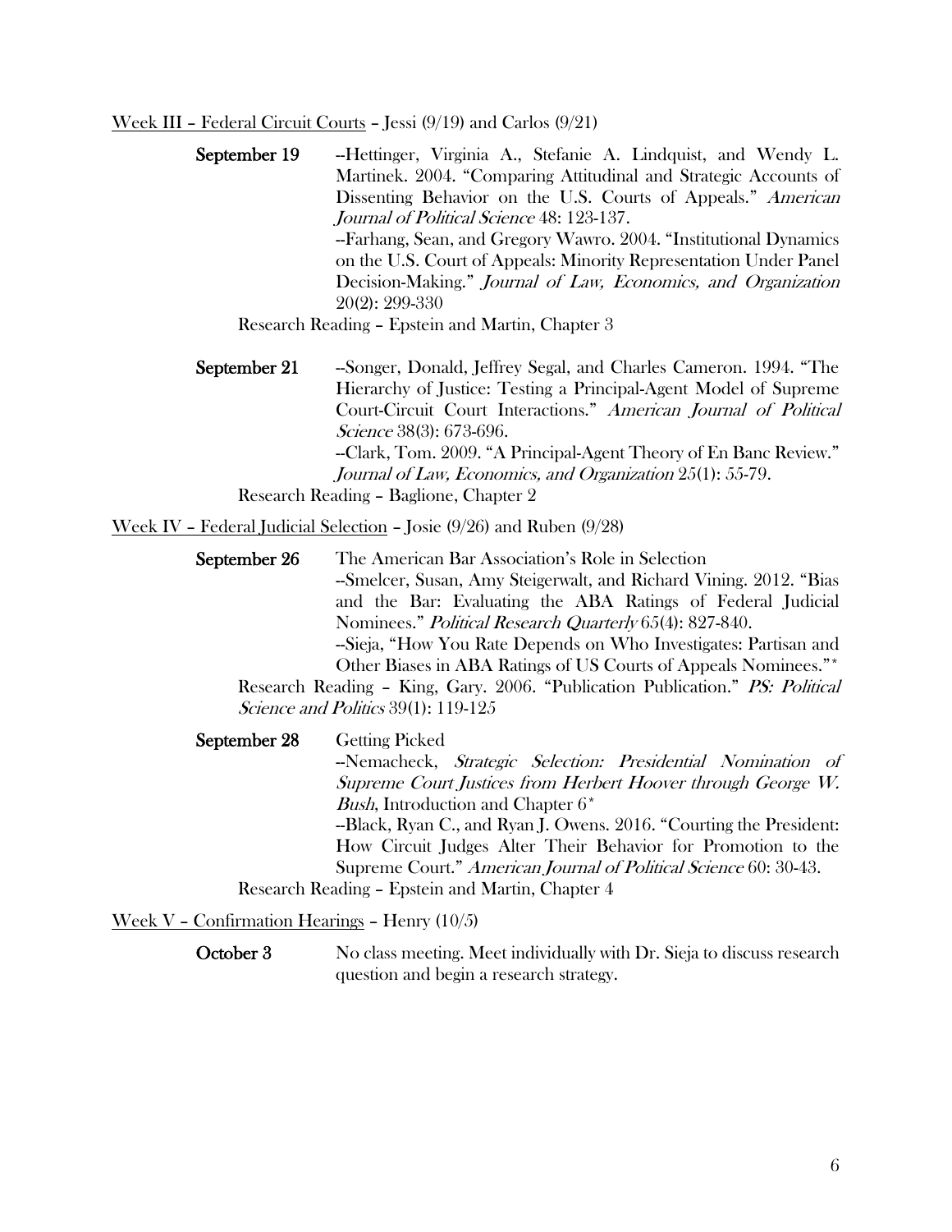Week III – Federal Circuit Courts – Jessi (9/19) and Carlos (9/21)

**September 19** --Hettinger, Virginia A., Stefanie A. Lindquist, and Wendy L. Martinek. 2004. "Comparing Attitudinal and Strategic Accounts of Dissenting Behavior on the U.S. Courts of Appeals." *American Journal of Political Science* 48: 123-137.
--Farhang, Sean, and Gregory Wawro. 2004. "Institutional Dynamics on the U.S. Court of Appeals: Minority Representation Under Panel Decision-Making." *Journal of Law, Economics, and Organization* 20(2): 299-330

Research Reading – Epstein and Martin, Chapter 3

**September 21** --Songer, Donald, Jeffrey Segal, and Charles Cameron. 1994. "The Hierarchy of Justice: Testing a Principal-Agent Model of Supreme Court-Circuit Court Interactions." *American Journal of Political Science* 38(3): 673-696.
--Clark, Tom. 2009. "A Principal-Agent Theory of En Banc Review." *Journal of Law, Economics, and Organization* 25(1): 55-79.

Research Reading – Baglione, Chapter 2

Week IV – Federal Judicial Selection – Josie (9/26) and Ruben (9/28)

**September 26** The American Bar Association's Role in Selection
--Smelcer, Susan, Amy Steigerwalt, and Richard Vining. 2012. "Bias and the Bar: Evaluating the ABA Ratings of Federal Judicial Nominees." *Political Research Quarterly* 65(4): 827-840.
--Sieja, "How You Rate Depends on Who Investigates: Partisan and Other Biases in ABA Ratings of US Courts of Appeals Nominees."*

Research Reading – King, Gary. 2006. "Publication Publication." *PS: Political Science and Politics* 39(1): 119-125

**September 28** Getting Picked
--Nemacheck, *Strategic Selection: Presidential Nomination of Supreme Court Justices from Herbert Hoover through George W. Bush*, Introduction and Chapter 6*
--Black, Ryan C., and Ryan J. Owens. 2016. "Courting the President: How Circuit Judges Alter Their Behavior for Promotion to the Supreme Court." *American Journal of Political Science* 60: 30-43.

Research Reading – Epstein and Martin, Chapter 4

Week V – Confirmation Hearings – Henry (10/5)

**October 3** No class meeting. Meet individually with Dr. Sieja to discuss research question and begin a research strategy.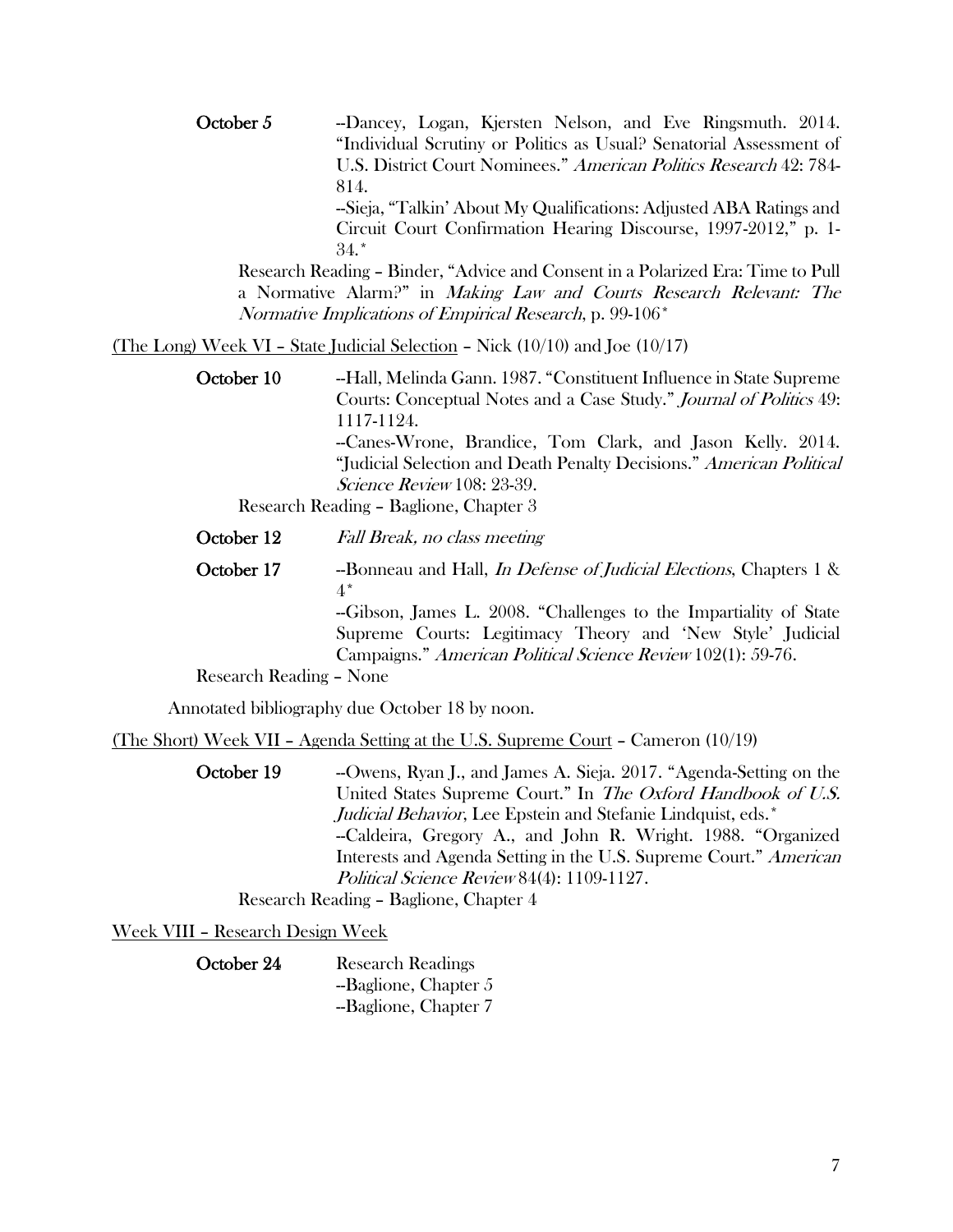**October 5** --Dancey, Logan, Kjersten Nelson, and Eve Ringsmuth. 2014. "Individual Scrutiny or Politics as Usual? Senatorial Assessment of U.S. District Court Nominees." *American Politics Research* 42: 784-814.
--Sieja, "Talkin' About My Qualifications: Adjusted ABA Ratings and Circuit Court Confirmation Hearing Discourse, 1997-2012," p. 1-34.*

Research Reading – Binder, "Advice and Consent in a Polarized Era: Time to Pull a Normative Alarm?" in *Making Law and Courts Research Relevant: The Normative Implications of Empirical Research*, p. 99-106*

<u>(The Long) Week VI – State Judicial Selection</u> – Nick (10/10) and Joe (10/17)

**October 10** --Hall, Melinda Gann. 1987. "Constituent Influence in State Supreme Courts: Conceptual Notes and a Case Study." *Journal of Politics* 49: 1117-1124.
--Canes-Wrone, Brandice, Tom Clark, and Jason Kelly. 2014. "Judicial Selection and Death Penalty Decisions." *American Political Science Review* 108: 23-39.

Research Reading – Baglione, Chapter 3

**October 12** *Fall Break, no class meeting*

**October 17** --Bonneau and Hall, *In Defense of Judicial Elections*, Chapters 1 & 4*
--Gibson, James L. 2008. "Challenges to the Impartiality of State Supreme Courts: Legitimacy Theory and 'New Style' Judicial Campaigns." *American Political Science Review* 102(1): 59-76.

Research Reading – None

Annotated bibliography due October 18 by noon.

<u>(The Short) Week VII – Agenda Setting at the U.S. Supreme Court</u> – Cameron (10/19)

**October 19** --Owens, Ryan J., and James A. Sieja. 2017. "Agenda-Setting on the United States Supreme Court." In *The Oxford Handbook of U.S. Judicial Behavior*, Lee Epstein and Stefanie Lindquist, eds.*
--Caldeira, Gregory A., and John R. Wright. 1988. "Organized Interests and Agenda Setting in the U.S. Supreme Court." *American Political Science Review* 84(4): 1109-1127.

Research Reading – Baglione, Chapter 4

<u>Week VIII – Research Design Week</u>

**October 24** Research Readings
--Baglione, Chapter 5
--Baglione, Chapter 7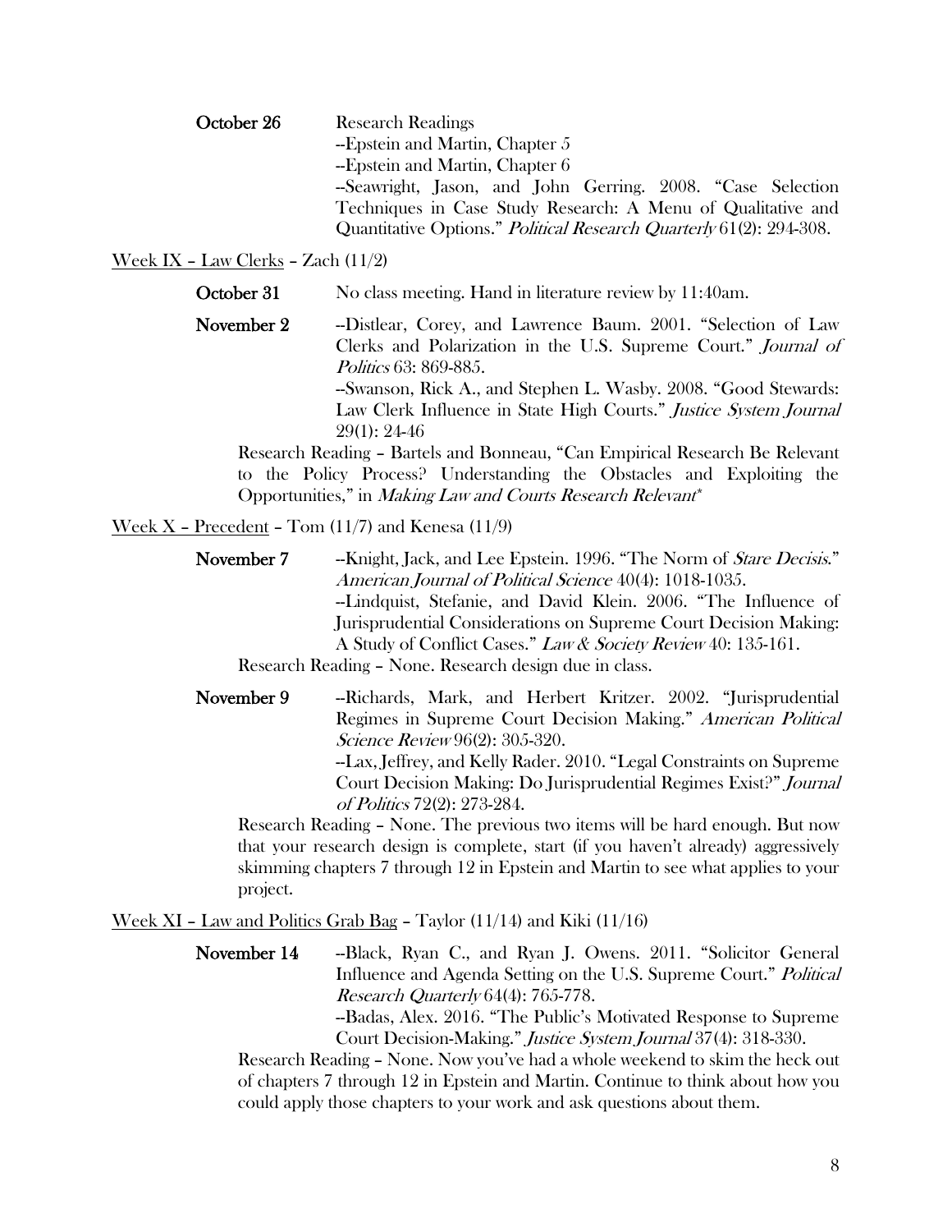**October 26** Research Readings

--Epstein and Martin, Chapter 5

--Epstein and Martin, Chapter 6

--Seawright, Jason, and John Gerring. 2008. "Case Selection Techniques in Case Study Research: A Menu of Qualitative and Quantitative Options." *Political Research Quarterly* 61(2): 294-308.

<u>Week IX – Law Clerks</u> – Zach (11/2)

**October 31** No class meeting. Hand in literature review by 11:40am.

**November 2** --Distlear, Corey, and Lawrence Baum. 2001. "Selection of Law Clerks and Polarization in the U.S. Supreme Court." *Journal of Politics* 63: 869-885.

--Swanson, Rick A., and Stephen L. Wasby. 2008. "Good Stewards: Law Clerk Influence in State High Courts." *Justice System Journal* 29(1): 24-46

Research Reading – Bartels and Bonneau, "Can Empirical Research Be Relevant to the Policy Process? Understanding the Obstacles and Exploiting the Opportunities," in *Making Law and Courts Research Relevant**

<u>Week X – Precedent</u> – Tom (11/7) and Kenesa (11/9)

**November 7** --Knight, Jack, and Lee Epstein. 1996. "The Norm of *Stare Decisis*." *American Journal of Political Science* 40(4): 1018-1035.

--Lindquist, Stefanie, and David Klein. 2006. "The Influence of Jurisprudential Considerations on Supreme Court Decision Making: A Study of Conflict Cases." *Law & Society Review* 40: 135-161.

Research Reading – None. Research design due in class.

**November 9** --Richards, Mark, and Herbert Kritzer. 2002. "Jurisprudential Regimes in Supreme Court Decision Making." *American Political Science Review* 96(2): 305-320.

--Lax, Jeffrey, and Kelly Rader. 2010. "Legal Constraints on Supreme Court Decision Making: Do Jurisprudential Regimes Exist?" *Journal of Politics* 72(2): 273-284.

Research Reading – None. The previous two items will be hard enough. But now that your research design is complete, start (if you haven't already) aggressively skimming chapters 7 through 12 in Epstein and Martin to see what applies to your project.

<u>Week XI – Law and Politics Grab Bag</u> – Taylor (11/14) and Kiki (11/16)

**November 14** --Black, Ryan C., and Ryan J. Owens. 2011. "Solicitor General Influence and Agenda Setting on the U.S. Supreme Court." *Political Research Quarterly* 64(4): 765-778.

--Badas, Alex. 2016. "The Public's Motivated Response to Supreme Court Decision-Making." *Justice System Journal* 37(4): 318-330.

Research Reading – None. Now you've had a whole weekend to skim the heck out of chapters 7 through 12 in Epstein and Martin. Continue to think about how you could apply those chapters to your work and ask questions about them.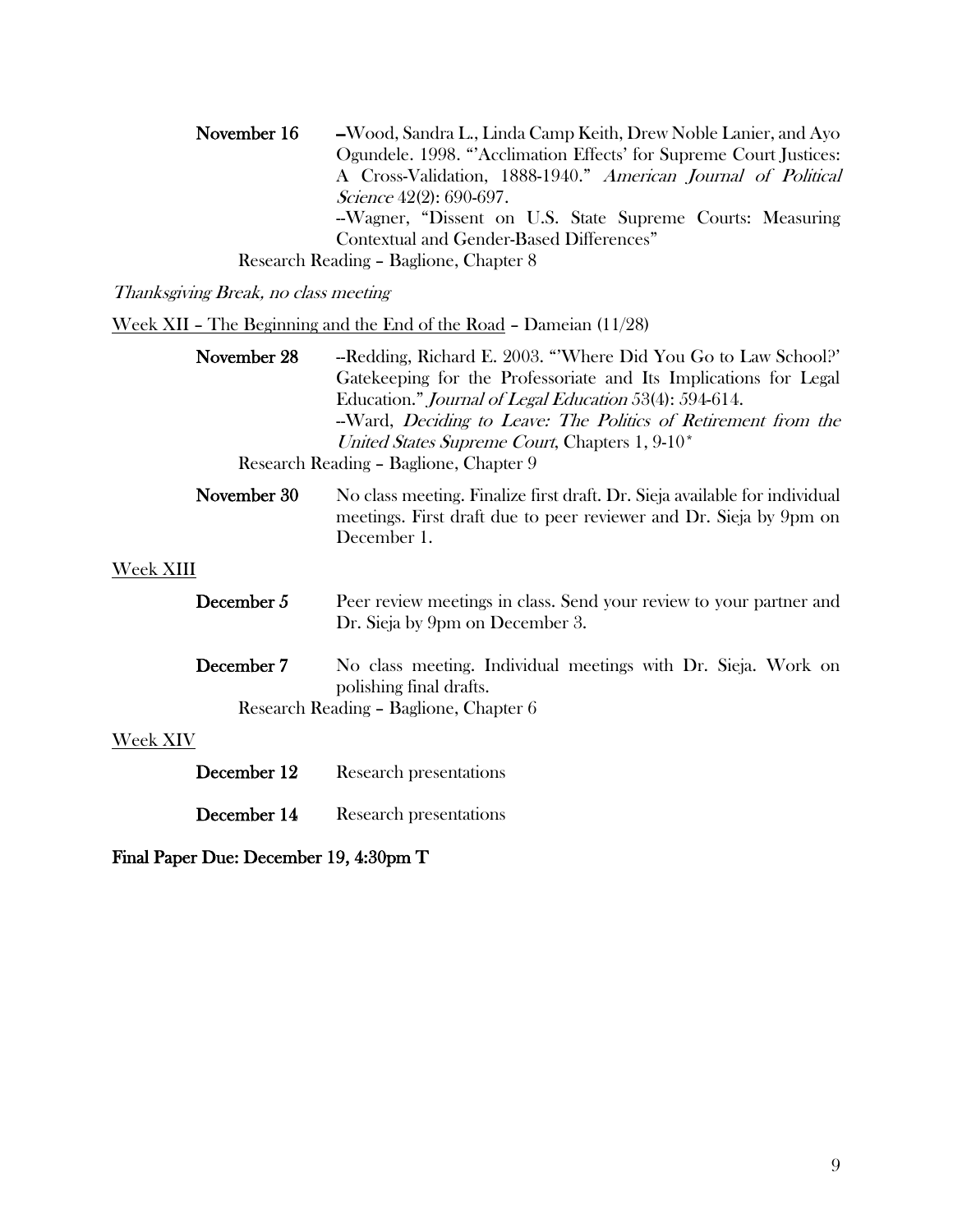**November 16** –Wood, Sandra L., Linda Camp Keith, Drew Noble Lanier, and Ayo Ogundele. 1998. "'Acclimation Effects' for Supreme Court Justices: A Cross-Validation, 1888-1940." *American Journal of Political Science* 42(2): 690-697.
--Wagner, "Dissent on U.S. State Supreme Courts: Measuring Contextual and Gender-Based Differences"
Research Reading – Baglione, Chapter 8

*Thanksgiving Break, no class meeting*

<u>Week XII – The Beginning and the End of the Road</u> – Dameian (11/28)

**November 28** --Redding, Richard E. 2003. "'Where Did You Go to Law School?' Gatekeeping for the Professoriate and Its Implications for Legal Education." *Journal of Legal Education* 53(4): 594-614.
--Ward, *Deciding to Leave: The Politics of Retirement from the United States Supreme Court*, Chapters 1, 9-10*
Research Reading – Baglione, Chapter 9

**November 30** No class meeting. Finalize first draft. Dr. Sieja available for individual meetings. First draft due to peer reviewer and Dr. Sieja by 9pm on December 1.

<u>Week XIII</u>

**December 5** Peer review meetings in class. Send your review to your partner and Dr. Sieja by 9pm on December 3.

**December 7** No class meeting. Individual meetings with Dr. Sieja. Work on polishing final drafts.
Research Reading – Baglione, Chapter 6

<u>Week XIV</u>

**December 12** Research presentations

**December 14** Research presentations

**Final Paper Due: December 19, 4:30pm T**